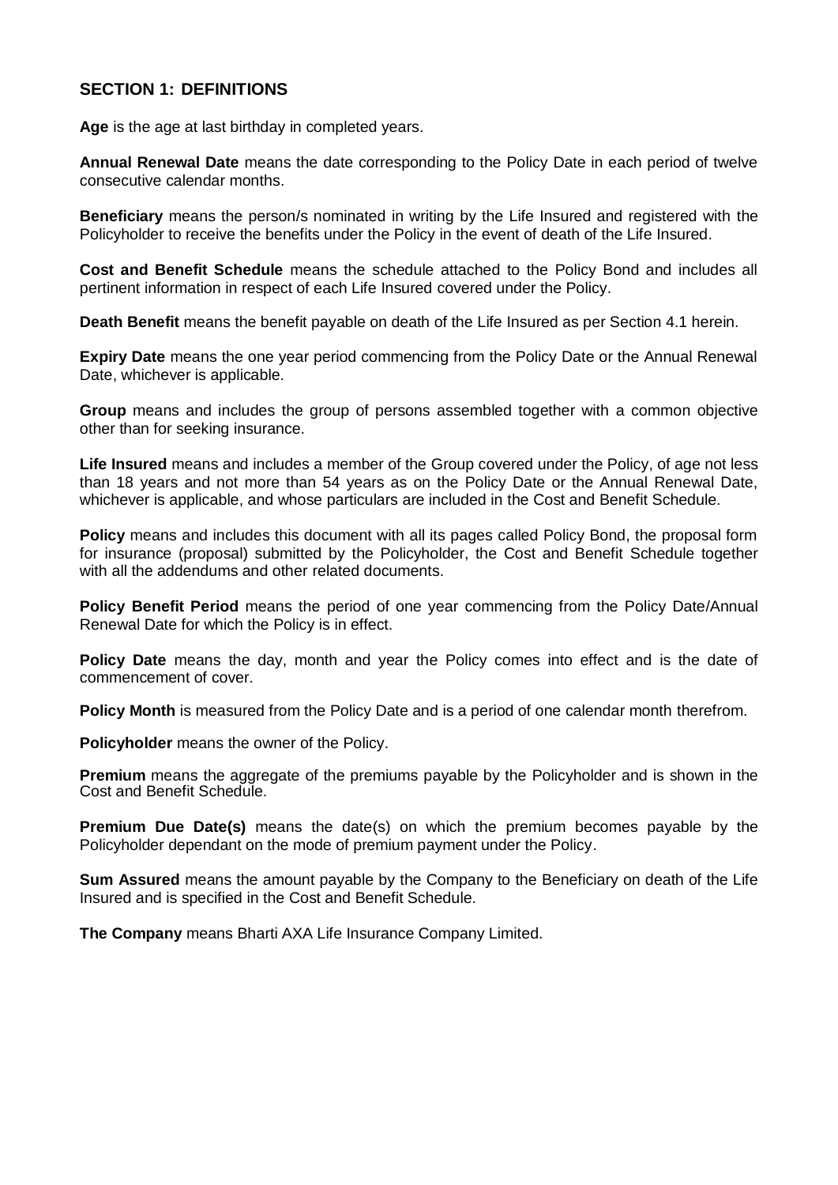## SECTION 1: DEFINITIONS

**Age** is the age at last birthday in completed years.

**Annual Renewal Date** means the date corresponding to the Policy Date in each period of twelve consecutive calendar months.

**Beneficiary** means the person/s nominated in writing by the Life Insured and registered with the Policyholder to receive the benefits under the Policy in the event of death of the Life Insured.

**Cost and Benefit Schedule** means the schedule attached to the Policy Bond and includes all pertinent information in respect of each Life Insured covered under the Policy.

**Death Benefit** means the benefit payable on death of the Life Insured as per Section 4.1 herein.

**Expiry Date** means the one year period commencing from the Policy Date or the Annual Renewal Date, whichever is applicable.

**Group** means and includes the group of persons assembled together with a common objective other than for seeking insurance.

**Life Insured** means and includes a member of the Group covered under the Policy, of age not less than 18 years and not more than 54 years as on the Policy Date or the Annual Renewal Date, whichever is applicable, and whose particulars are included in the Cost and Benefit Schedule.

**Policy** means and includes this document with all its pages called Policy Bond, the proposal form for insurance (proposal) submitted by the Policyholder, the Cost and Benefit Schedule together with all the addendums and other related documents.

**Policy Benefit Period** means the period of one year commencing from the Policy Date/Annual Renewal Date for which the Policy is in effect.

**Policy Date** means the day, month and year the Policy comes into effect and is the date of commencement of cover.

**Policy Month** is measured from the Policy Date and is a period of one calendar month therefrom.

**Policyholder** means the owner of the Policy.

**Premium** means the aggregate of the premiums payable by the Policyholder and is shown in the Cost and Benefit Schedule.

**Premium Due Date(s)** means the date(s) on which the premium becomes payable by the Policyholder dependant on the mode of premium payment under the Policy.

**Sum Assured** means the amount payable by the Company to the Beneficiary on death of the Life Insured and is specified in the Cost and Benefit Schedule.

**The Company** means Bharti AXA Life Insurance Company Limited.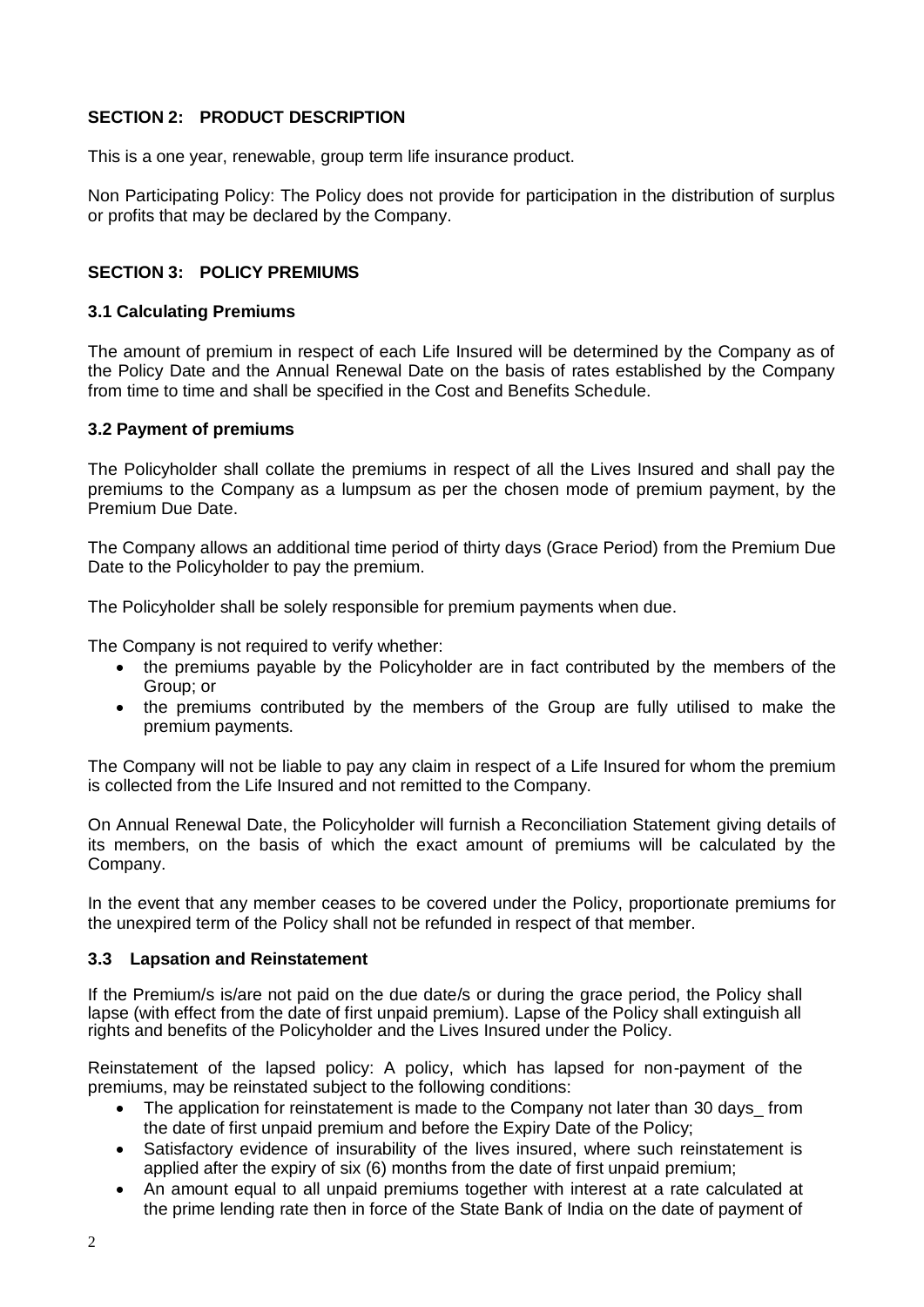## SECTION 2: PRODUCT DESCRIPTION

This is a one year, renewable, group term life insurance product.

Non Participating Policy: The Policy does not provide for participation in the distribution of surplus or profits that may be declared by the Company.

## SECTION 3: POLICY PREMIUMS

### 3.1 Calculating Premiums

The amount of premium in respect of each Life Insured will be determined by the Company as of the Policy Date and the Annual Renewal Date on the basis of rates established by the Company from time to time and shall be specified in the Cost and Benefits Schedule.

### 3.2 Payment of premiums

The Policyholder shall collate the premiums in respect of all the Lives Insured and shall pay the premiums to the Company as a lumpsum as per the chosen mode of premium payment, by the Premium Due Date.

The Company allows an additional time period of thirty days (Grace Period) from the Premium Due Date to the Policyholder to pay the premium.

The Policyholder shall be solely responsible for premium payments when due.

The Company is not required to verify whether:

- the premiums payable by the Policyholder are in fact contributed by the members of the Group; or
- the premiums contributed by the members of the Group are fully utilised to make the premium payments.

The Company will not be liable to pay any claim in respect of a Life Insured for whom the premium is collected from the Life Insured and not remitted to the Company.

On Annual Renewal Date, the Policyholder will furnish a Reconciliation Statement giving details of its members, on the basis of which the exact amount of premiums will be calculated by the Company.

In the event that any member ceases to be covered under the Policy, proportionate premiums for the unexpired term of the Policy shall not be refunded in respect of that member.

### 3.3 Lapsation and Reinstatement

If the Premium/s is/are not paid on the due date/s or during the grace period, the Policy shall lapse (with effect from the date of first unpaid premium). Lapse of the Policy shall extinguish all rights and benefits of the Policyholder and the Lives Insured under the Policy.

Reinstatement of the lapsed policy: A policy, which has lapsed for non-payment of the premiums, may be reinstated subject to the following conditions:

- The application for reinstatement is made to the Company not later than 30 days_ from the date of first unpaid premium and before the Expiry Date of the Policy;
- Satisfactory evidence of insurability of the lives insured, where such reinstatement is applied after the expiry of six (6) months from the date of first unpaid premium;
- An amount equal to all unpaid premiums together with interest at a rate calculated at the prime lending rate then in force of the State Bank of India on the date of payment of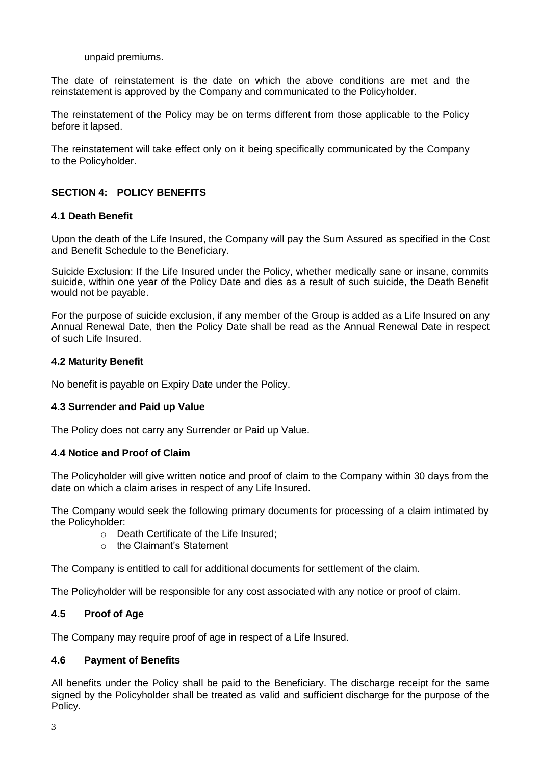unpaid premiums.

The date of reinstatement is the date on which the above conditions are met and the reinstatement is approved by the Company and communicated to the Policyholder.

The reinstatement of the Policy may be on terms different from those applicable to the Policy before it lapsed.

The reinstatement will take effect only on it being specifically communicated by the Company to the Policyholder.

## SECTION 4: POLICY BENEFITS

### 4.1 Death Benefit

Upon the death of the Life Insured, the Company will pay the Sum Assured as specified in the Cost and Benefit Schedule to the Beneficiary.

Suicide Exclusion: If the Life Insured under the Policy, whether medically sane or insane, commits suicide, within one year of the Policy Date and dies as a result of such suicide, the Death Benefit would not be payable.

For the purpose of suicide exclusion, if any member of the Group is added as a Life Insured on any Annual Renewal Date, then the Policy Date shall be read as the Annual Renewal Date in respect of such Life Insured.

### 4.2 Maturity Benefit

No benefit is payable on Expiry Date under the Policy.

### 4.3 Surrender and Paid up Value

The Policy does not carry any Surrender or Paid up Value.

### 4.4 Notice and Proof of Claim

The Policyholder will give written notice and proof of claim to the Company within 30 days from the date on which a claim arises in respect of any Life Insured.

The Company would seek the following primary documents for processing of a claim intimated by the Policyholder:

- Death Certificate of the Life Insured;
- the Claimant's Statement

The Company is entitled to call for additional documents for settlement of the claim.

The Policyholder will be responsible for any cost associated with any notice or proof of claim.

### 4.5 Proof of Age

The Company may require proof of age in respect of a Life Insured.

### 4.6 Payment of Benefits

All benefits under the Policy shall be paid to the Beneficiary. The discharge receipt for the same signed by the Policyholder shall be treated as valid and sufficient discharge for the purpose of the Policy.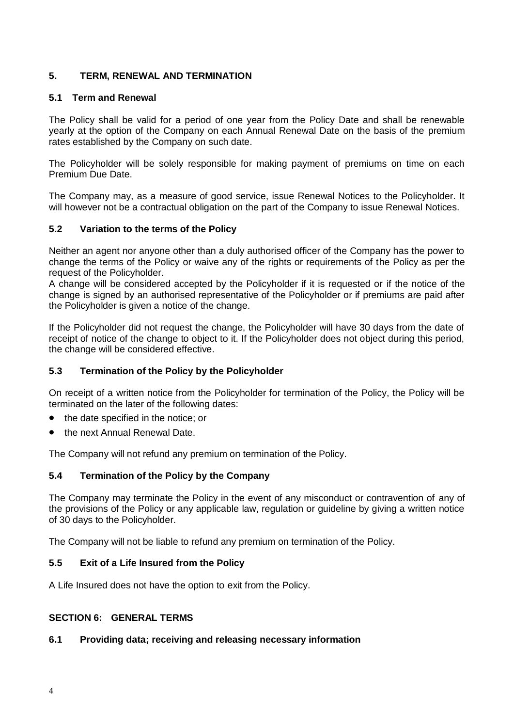## 5. TERM, RENEWAL AND TERMINATION

### 5.1 Term and Renewal

The Policy shall be valid for a period of one year from the Policy Date and shall be renewable yearly at the option of the Company on each Annual Renewal Date on the basis of the premium rates established by the Company on such date.

The Policyholder will be solely responsible for making payment of premiums on time on each Premium Due Date.

The Company may, as a measure of good service, issue Renewal Notices to the Policyholder. It will however not be a contractual obligation on the part of the Company to issue Renewal Notices.

### 5.2 Variation to the terms of the Policy

Neither an agent nor anyone other than a duly authorised officer of the Company has the power to change the terms of the Policy or waive any of the rights or requirements of the Policy as per the request of the Policyholder.

A change will be considered accepted by the Policyholder if it is requested or if the notice of the change is signed by an authorised representative of the Policyholder or if premiums are paid after the Policyholder is given a notice of the change.

If the Policyholder did not request the change, the Policyholder will have 30 days from the date of receipt of notice of the change to object to it. If the Policyholder does not object during this period, the change will be considered effective.

### 5.3 Termination of the Policy by the Policyholder

On receipt of a written notice from the Policyholder for termination of the Policy, the Policy will be terminated on the later of the following dates:

- the date specified in the notice; or
- the next Annual Renewal Date.

The Company will not refund any premium on termination of the Policy.

### 5.4 Termination of the Policy by the Company

The Company may terminate the Policy in the event of any misconduct or contravention of any of the provisions of the Policy or any applicable law, regulation or guideline by giving a written notice of 30 days to the Policyholder.

The Company will not be liable to refund any premium on termination of the Policy.

### 5.5 Exit of a Life Insured from the Policy

A Life Insured does not have the option to exit from the Policy.

## SECTION 6: GENERAL TERMS

### 6.1 Providing data; receiving and releasing necessary information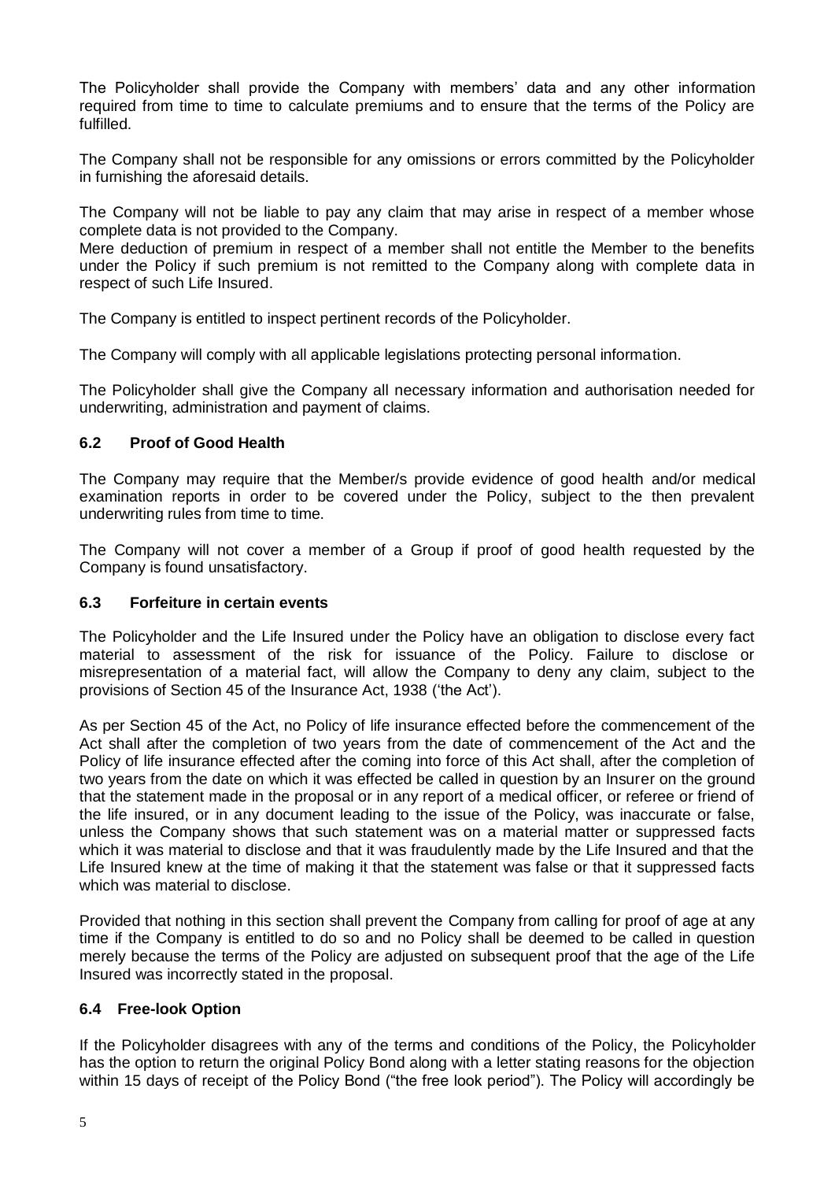The Policyholder shall provide the Company with members' data and any other information required from time to time to calculate premiums and to ensure that the terms of the Policy are fulfilled.

The Company shall not be responsible for any omissions or errors committed by the Policyholder in furnishing the aforesaid details.

The Company will not be liable to pay any claim that may arise in respect of a member whose complete data is not provided to the Company.
Mere deduction of premium in respect of a member shall not entitle the Member to the benefits under the Policy if such premium is not remitted to the Company along with complete data in respect of such Life Insured.

The Company is entitled to inspect pertinent records of the Policyholder.

The Company will comply with all applicable legislations protecting personal information.

The Policyholder shall give the Company all necessary information and authorisation needed for underwriting, administration and payment of claims.

### 6.2 Proof of Good Health

The Company may require that the Member/s provide evidence of good health and/or medical examination reports in order to be covered under the Policy, subject to the then prevalent underwriting rules from time to time.

The Company will not cover a member of a Group if proof of good health requested by the Company is found unsatisfactory.

### 6.3 Forfeiture in certain events

The Policyholder and the Life Insured under the Policy have an obligation to disclose every fact material to assessment of the risk for issuance of the Policy. Failure to disclose or misrepresentation of a material fact, will allow the Company to deny any claim, subject to the provisions of Section 45 of the Insurance Act, 1938 ('the Act').

As per Section 45 of the Act, no Policy of life insurance effected before the commencement of the Act shall after the completion of two years from the date of commencement of the Act and the Policy of life insurance effected after the coming into force of this Act shall, after the completion of two years from the date on which it was effected be called in question by an Insurer on the ground that the statement made in the proposal or in any report of a medical officer, or referee or friend of the life insured, or in any document leading to the issue of the Policy, was inaccurate or false, unless the Company shows that such statement was on a material matter or suppressed facts which it was material to disclose and that it was fraudulently made by the Life Insured and that the Life Insured knew at the time of making it that the statement was false or that it suppressed facts which was material to disclose.

Provided that nothing in this section shall prevent the Company from calling for proof of age at any time if the Company is entitled to do so and no Policy shall be deemed to be called in question merely because the terms of the Policy are adjusted on subsequent proof that the age of the Life Insured was incorrectly stated in the proposal.

### 6.4 Free-look Option

If the Policyholder disagrees with any of the terms and conditions of the Policy, the Policyholder has the option to return the original Policy Bond along with a letter stating reasons for the objection within 15 days of receipt of the Policy Bond ("the free look period"). The Policy will accordingly be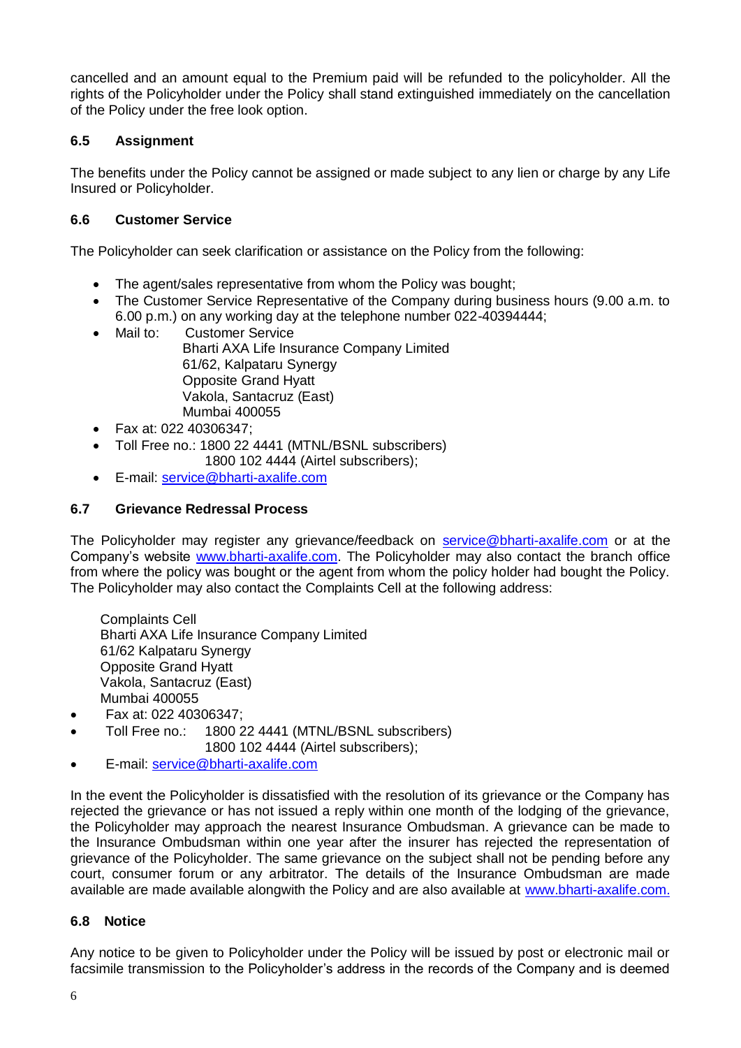cancelled and an amount equal to the Premium paid will be refunded to the policyholder. All the rights of the Policyholder under the Policy shall stand extinguished immediately on the cancellation of the Policy under the free look option.

### 6.5 Assignment

The benefits under the Policy cannot be assigned or made subject to any lien or charge by any Life Insured or Policyholder.

### 6.6 Customer Service

The Policyholder can seek clarification or assistance on the Policy from the following:

- The agent/sales representative from whom the Policy was bought;
- The Customer Service Representative of the Company during business hours (9.00 a.m. to 6.00 p.m.) on any working day at the telephone number 022-40394444;
- Mail to: Customer Service
  Bharti AXA Life Insurance Company Limited
  61/62, Kalpataru Synergy
  Opposite Grand Hyatt
  Vakola, Santacruz (East)
  Mumbai 400055
- Fax at: 022 40306347;
- Toll Free no.: 1800 22 4441 (MTNL/BSNL subscribers)
  1800 102 4444 (Airtel subscribers);
- E-mail: service@bharti-axalife.com

### 6.7 Grievance Redressal Process

The Policyholder may register any grievance/feedback on service@bharti-axalife.com or at the Company's website www.bharti-axalife.com. The Policyholder may also contact the branch office from where the policy was bought or the agent from whom the policy holder had bought the Policy. The Policyholder may also contact the Complaints Cell at the following address:

Complaints Cell
Bharti AXA Life Insurance Company Limited
61/62 Kalpataru Synergy
Opposite Grand Hyatt
Vakola, Santacruz (East)
Mumbai 400055

- Fax at: 022 40306347;
- Toll Free no.: 1800 22 4441 (MTNL/BSNL subscribers)
  1800 102 4444 (Airtel subscribers);
- E-mail: service@bharti-axalife.com

In the event the Policyholder is dissatisfied with the resolution of its grievance or the Company has rejected the grievance or has not issued a reply within one month of the lodging of the grievance, the Policyholder may approach the nearest Insurance Ombudsman. A grievance can be made to the Insurance Ombudsman within one year after the insurer has rejected the representation of grievance of the Policyholder. The same grievance on the subject shall not be pending before any court, consumer forum or any arbitrator. The details of the Insurance Ombudsman are made available are made available alongwith the Policy and are also available at www.bharti-axalife.com.

### 6.8 Notice

Any notice to be given to Policyholder under the Policy will be issued by post or electronic mail or facsimile transmission to the Policyholder's address in the records of the Company and is deemed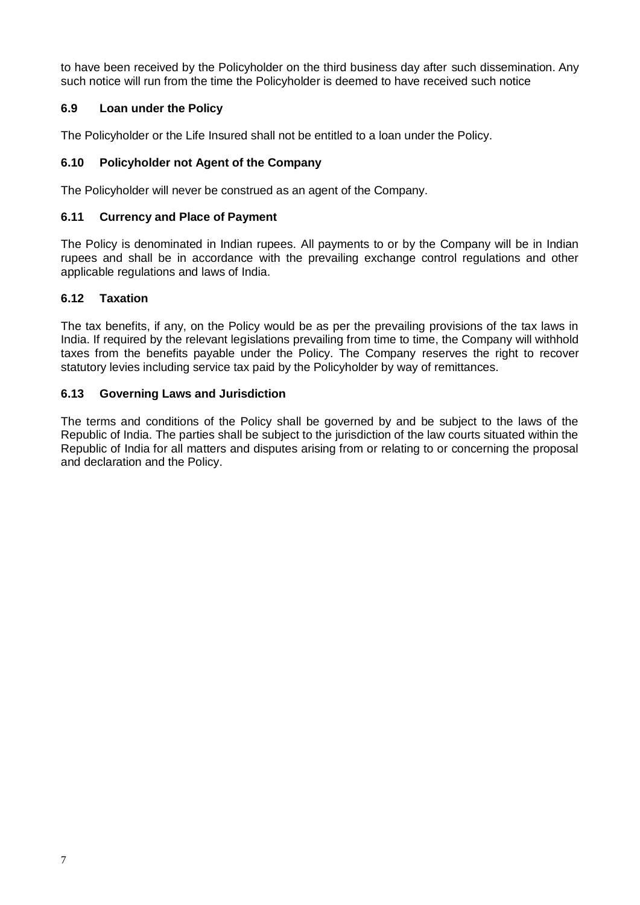to have been received by the Policyholder on the third business day after such dissemination. Any such notice will run from the time the Policyholder is deemed to have received such notice

### 6.9 Loan under the Policy

The Policyholder or the Life Insured shall not be entitled to a loan under the Policy.

### 6.10 Policyholder not Agent of the Company

The Policyholder will never be construed as an agent of the Company.

### 6.11 Currency and Place of Payment

The Policy is denominated in Indian rupees. All payments to or by the Company will be in Indian rupees and shall be in accordance with the prevailing exchange control regulations and other applicable regulations and laws of India.

### 6.12 Taxation

The tax benefits, if any, on the Policy would be as per the prevailing provisions of the tax laws in India. If required by the relevant legislations prevailing from time to time, the Company will withhold taxes from the benefits payable under the Policy. The Company reserves the right to recover statutory levies including service tax paid by the Policyholder by way of remittances.

### 6.13 Governing Laws and Jurisdiction

The terms and conditions of the Policy shall be governed by and be subject to the laws of the Republic of India. The parties shall be subject to the jurisdiction of the law courts situated within the Republic of India for all matters and disputes arising from or relating to or concerning the proposal and declaration and the Policy.